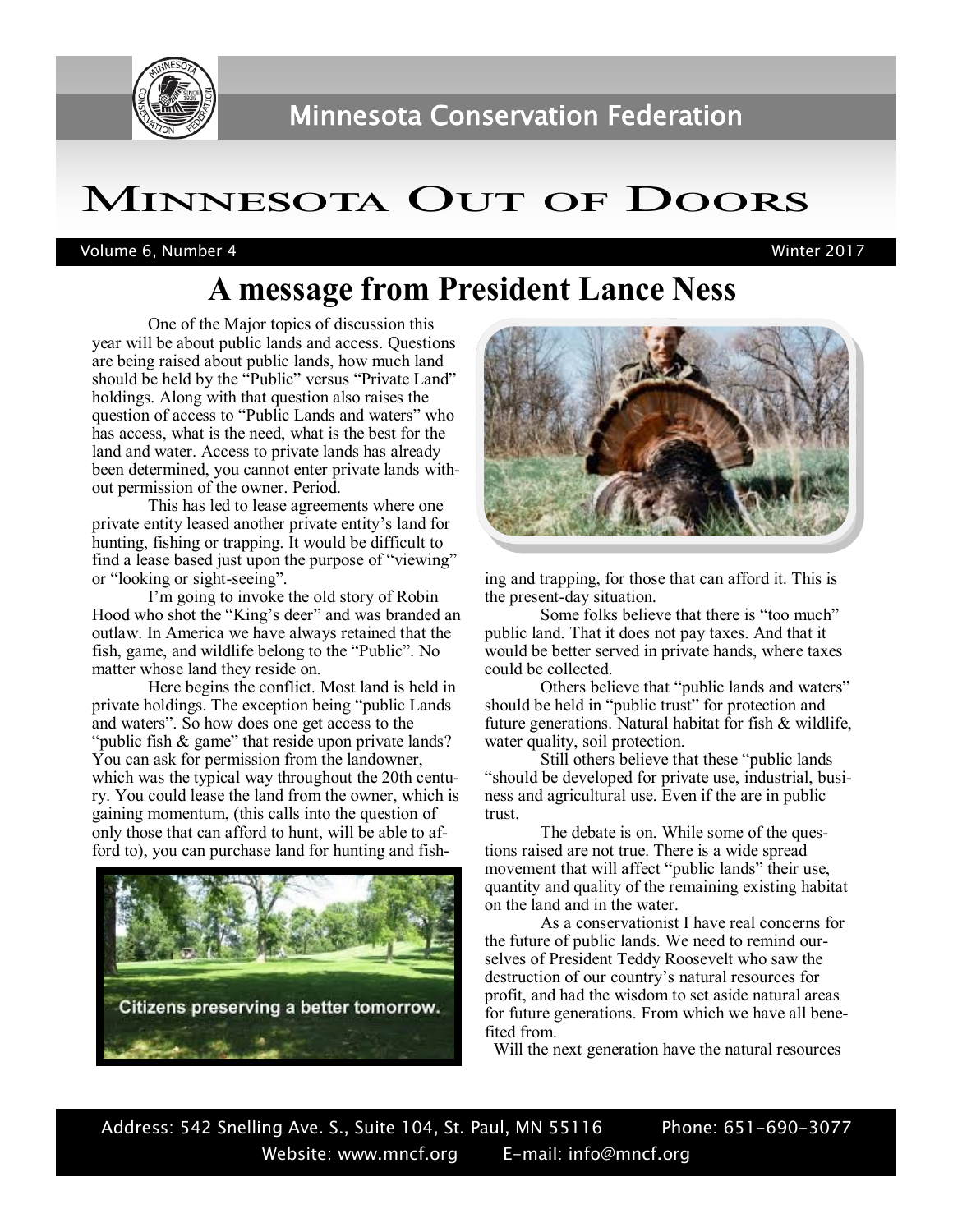# Minnesota Conservation Federation

# Minnesota Out of Doors

Volume 6, Number 4 Winter 2017

## A message from President Lance Ness

One of the Major topics of discussion this year will be about public lands and access. Questions are being raised about public lands, how much land should be held by the "Public" versus "Private Land" holdings. Along with that question also raises the question of access to "Public Lands and waters" who has access, what is the need, what is the best for the land and water. Access to private lands has already been determined, you cannot enter private lands without permission of the owner. Period.

This has led to lease agreements where one private entity leased another private entity's land for hunting, fishing or trapping. It would be difficult to find a lease based just upon the purpose of "viewing" or "looking or sight-seeing".

I'm going to invoke the old story of Robin Hood who shot the "King's deer" and was branded an outlaw. In America we have always retained that the fish, game, and wildlife belong to the "Public". No matter whose land they reside on.

Here begins the conflict. Most land is held in private holdings. The exception being "public Lands and waters". So how does one get access to the "public fish & game" that reside upon private lands? You can ask for permission from the landowner, which was the typical way throughout the 20th century. You could lease the land from the owner, which is gaining momentum, (this calls into the question of only those that can afford to hunt, will be able to afford to), you can purchase land for hunting and fishing and trapping, for those that can afford it. This is the present-day situation.

Citizens preserving a better tomorrow.

Some folks believe that there is "too much" public land. That it does not pay taxes. And that it would be better served in private hands, where taxes could be collected.

Others believe that "public lands and waters" should be held in "public trust" for protection and future generations. Natural habitat for fish & wildlife, water quality, soil protection.

Still others believe that these "public lands "should be developed for private use, industrial, business and agricultural use. Even if the are in public trust.

The debate is on. While some of the questions raised are not true. There is a wide spread movement that will affect "public lands" their use, quantity and quality of the remaining existing habitat on the land and in the water.

As a conservationist I have real concerns for the future of public lands. We need to remind ourselves of President Teddy Roosevelt who saw the destruction of our country's natural resources for profit, and had the wisdom to set aside natural areas for future generations. From which we have all benefited from.

Will the next generation have the natural resources

Address: 542 Snelling Ave. S., Suite 104, St. Paul, MN 55116 Phone: 651-690-3077
Website: www.mncf.org E-mail: info@mncf.org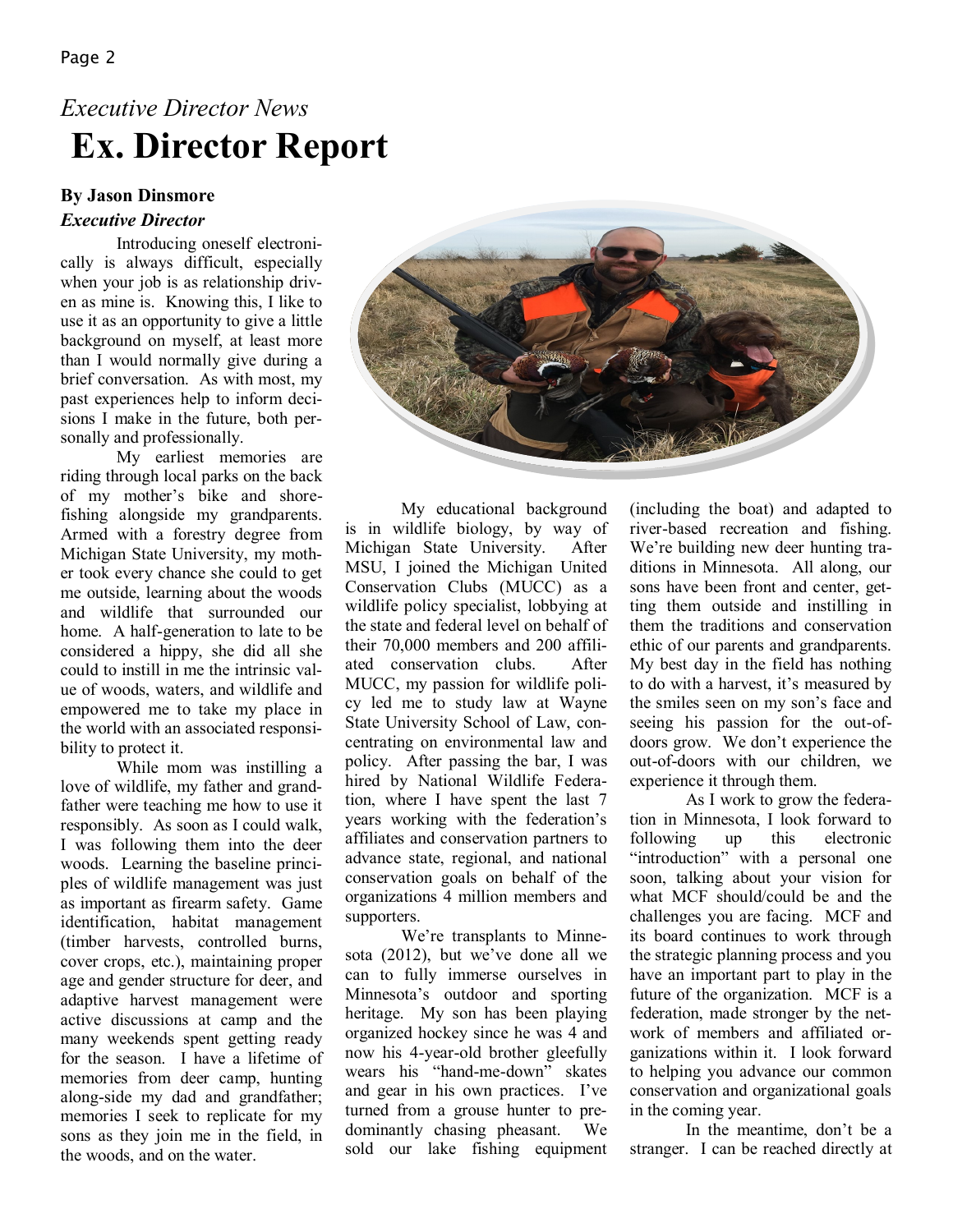*Executive Director News*

# Ex. Director Report

**By Jason Dinsmore**

***Executive Director***

Introducing oneself electronically is always difficult, especially when your job is as relationship driven as mine is. Knowing this, I like to use it as an opportunity to give a little background on myself, at least more than I would normally give during a brief conversation. As with most, my past experiences help to inform decisions I make in the future, both personally and professionally.

My earliest memories are riding through local parks on the back of my mother's bike and shore-fishing alongside my grandparents. Armed with a forestry degree from Michigan State University, my mother took every chance she could to get me outside, learning about the woods and wildlife that surrounded our home. A half-generation to late to be considered a hippy, she did all she could to instill in me the intrinsic value of woods, waters, and wildlife and empowered me to take my place in the world with an associated responsibility to protect it.

While mom was instilling a love of wildlife, my father and grandfather were teaching me how to use it responsibly. As soon as I could walk, I was following them into the deer woods. Learning the baseline principles of wildlife management was just as important as firearm safety. Game identification, habitat management (timber harvests, controlled burns, cover crops, etc.), maintaining proper age and gender structure for deer, and adaptive harvest management were active discussions at camp and the many weekends spent getting ready for the season. I have a lifetime of memories from deer camp, hunting along-side my dad and grandfather; memories I seek to replicate for my sons as they join me in the field, in the woods, and on the water.

My educational background is in wildlife biology, by way of Michigan State University. After MSU, I joined the Michigan United Conservation Clubs (MUCC) as a wildlife policy specialist, lobbying at the state and federal level on behalf of their 70,000 members and 200 affiliated conservation clubs. After MUCC, my passion for wildlife policy led me to study law at Wayne State University School of Law, concentrating on environmental law and policy. After passing the bar, I was hired by National Wildlife Federation, where I have spent the last 7 years working with the federation's affiliates and conservation partners to advance state, regional, and national conservation goals on behalf of the organizations 4 million members and supporters.

We're transplants to Minnesota (2012), but we've done all we can to fully immerse ourselves in Minnesota's outdoor and sporting heritage. My son has been playing organized hockey since he was 4 and now his 4-year-old brother gleefully wears his "hand-me-down" skates and gear in his own practices. I've turned from a grouse hunter to predominantly chasing pheasant. We sold our lake fishing equipment (including the boat) and adapted to river-based recreation and fishing. We're building new deer hunting traditions in Minnesota. All along, our sons have been front and center, getting them outside and instilling in them the traditions and conservation ethic of our parents and grandparents. My best day in the field has nothing to do with a harvest, it's measured by the smiles seen on my son's face and seeing his passion for the out-of-doors grow. We don't experience the out-of-doors with our children, we experience it through them.

As I work to grow the federation in Minnesota, I look forward to following up this electronic "introduction" with a personal one soon, talking about your vision for what MCF should/could be and the challenges you are facing. MCF and its board continues to work through the strategic planning process and you have an important part to play in the future of the organization. MCF is a federation, made stronger by the network of members and affiliated organizations within it. I look forward to helping you advance our common conservation and organizational goals in the coming year.

In the meantime, don't be a stranger. I can be reached directly at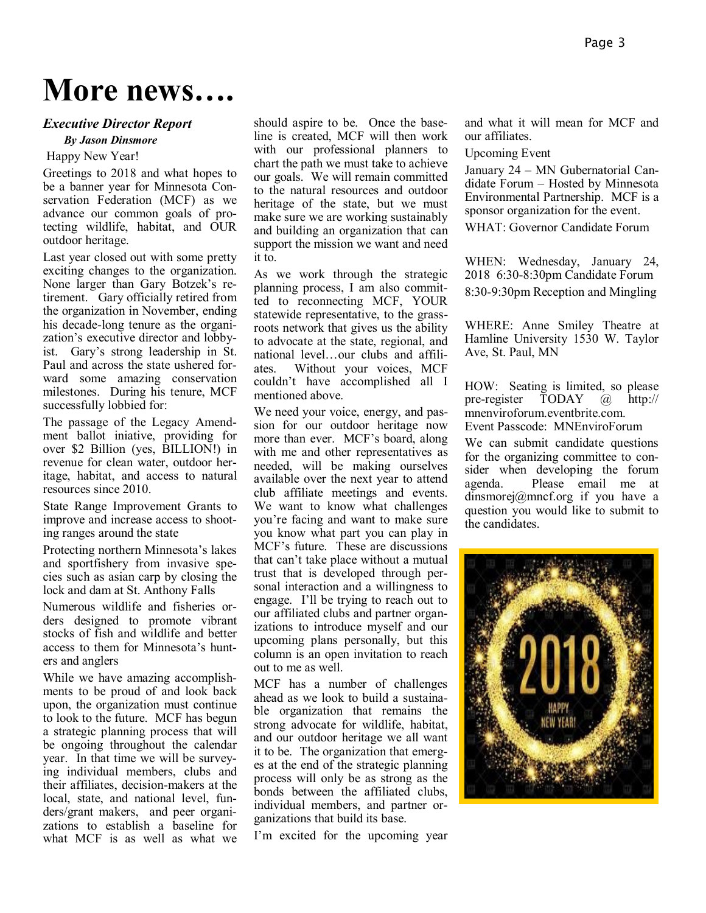// More news….

# More news….

***Executive Director Report***

***By Jason Dinsmore***

Happy New Year!

Greetings to 2018 and what hopes to be a banner year for Minnesota Conservation Federation (MCF) as we advance our common goals of protecting wildlife, habitat, and OUR outdoor heritage.

Last year closed out with some pretty exciting changes to the organization. None larger than Gary Botzek's retirement. Gary officially retired from the organization in November, ending his decade-long tenure as the organization's executive director and lobbyist. Gary's strong leadership in St. Paul and across the state ushered forward some amazing conservation milestones. During his tenure, MCF successfully lobbied for:

The passage of the Legacy Amendment ballot iniative, providing for over $2 Billion (yes, BILLION!) in revenue for clean water, outdoor heritage, habitat, and access to natural resources since 2010.

State Range Improvement Grants to improve and increase access to shooting ranges around the state

Protecting northern Minnesota's lakes and sportfishery from invasive species such as asian carp by closing the lock and dam at St. Anthony Falls

Numerous wildlife and fisheries orders designed to promote vibrant stocks of fish and wildlife and better access to them for Minnesota's hunters and anglers

While we have amazing accomplishments to be proud of and look back upon, the organization must continue to look to the future. MCF has begun a strategic planning process that will be ongoing throughout the calendar year. In that time we will be surveying individual members, clubs and their affiliates, decision-makers at the local, state, and national level, funders/grant makers, and peer organizations to establish a baseline for what MCF is as well as what we should aspire to be. Once the baseline is created, MCF will then work with our professional planners to chart the path we must take to achieve our goals. We will remain committed to the natural resources and outdoor heritage of the state, but we must make sure we are working sustainably and building an organization that can support the mission we want and need it to.

As we work through the strategic planning process, I am also committed to reconnecting MCF, YOUR statewide representative, to the grassroots network that gives us the ability to advocate at the state, regional, and national level…our clubs and affiliates. Without your voices, MCF couldn't have accomplished all I mentioned above.

We need your voice, energy, and passion for our outdoor heritage now more than ever. MCF's board, along with me and other representatives as needed, will be making ourselves available over the next year to attend club affiliate meetings and events. We want to know what challenges you're facing and want to make sure you know what part you can play in MCF's future. These are discussions that can't take place without a mutual trust that is developed through personal interaction and a willingness to engage. I'll be trying to reach out to our affiliated clubs and partner organizations to introduce myself and our upcoming plans personally, but this column is an open invitation to reach out to me as well.

MCF has a number of challenges ahead as we look to build a sustainable organization that remains the strong advocate for wildlife, habitat, and our outdoor heritage we all want it to be. The organization that emerges at the end of the strategic planning process will only be as strong as the bonds between the affiliated clubs, individual members, and partner organizations that build its base.

I'm excited for the upcoming year and what it will mean for MCF and our affiliates.

Upcoming Event

January 24 – MN Gubernatorial Candidate Forum – Hosted by Minnesota Environmental Partnership. MCF is a sponsor organization for the event.

WHAT: Governor Candidate Forum

WHEN: Wednesday, January 24, 2018 6:30-8:30pm Candidate Forum

8:30-9:30pm Reception and Mingling

WHERE: Anne Smiley Theatre at Hamline University 1530 W. Taylor Ave, St. Paul, MN

HOW: Seating is limited, so please pre-register TODAY @ http://mnenviroforum.eventbrite.com.
Event Passcode: MNEnviroForum

We can submit candidate questions for the organizing committee to consider when developing the forum agenda. Please email me at dinsmorej@mncf.org if you have a question you would like to submit to the candidates.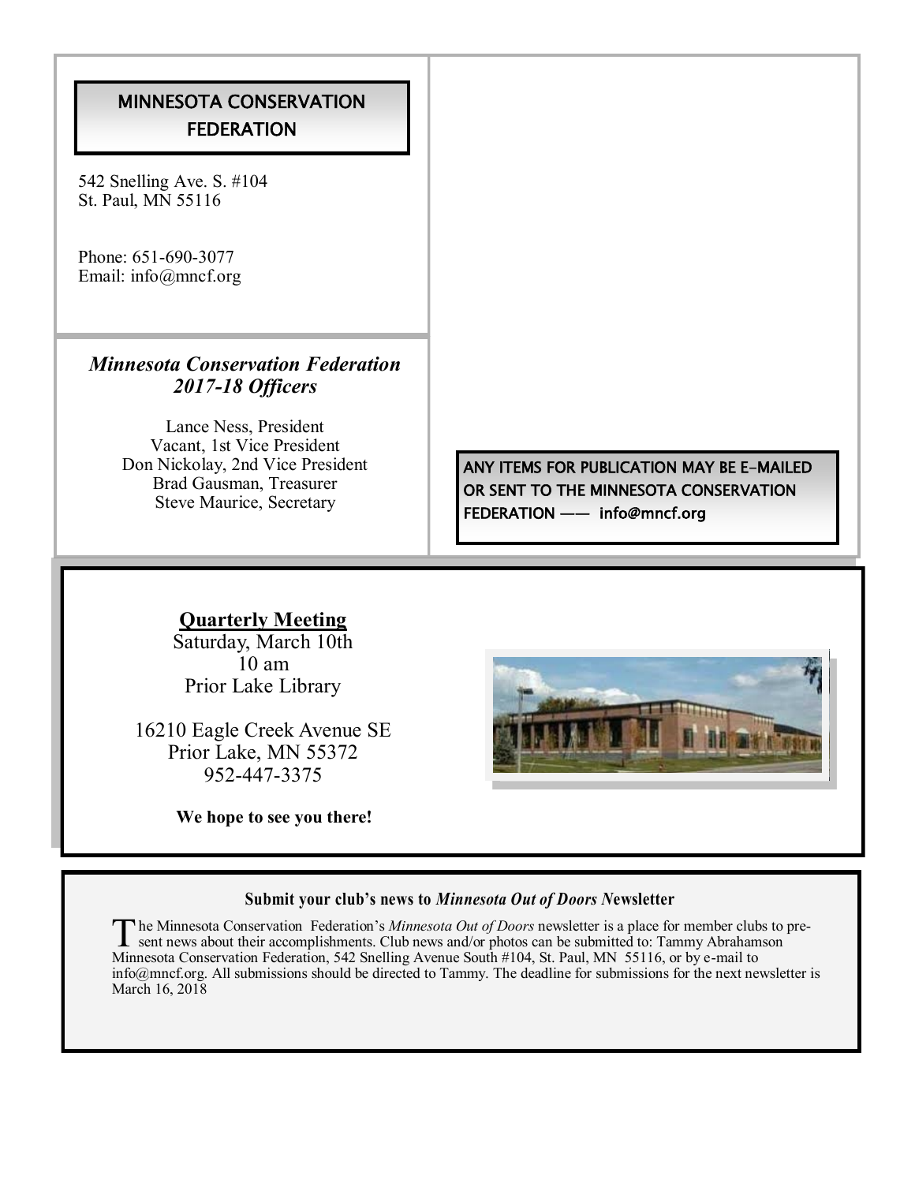## MINNESOTA CONSERVATION FEDERATION

542 Snelling Ave. S. #104
St. Paul, MN 55116

Phone: 651-690-3077
Email: info@mncf.org

### *Minnesota Conservation Federation 2017-18 Officers*

Lance Ness, President
Vacant, 1st Vice President
Don Nickolay, 2nd Vice President
Brad Gausman, Treasurer
Steve Maurice, Secretary

ANY ITEMS FOR PUBLICATION MAY BE E-MAILED OR SENT TO THE MINNESOTA CONSERVATION FEDERATION —— **info@mncf.org**

## Quarterly Meeting

Saturday, March 10th
10 am
Prior Lake Library

16210 Eagle Creek Avenue SE
Prior Lake, MN 55372
952-447-3375

**We hope to see you there!**

### Submit your club's news to *Minnesota Out of Doors N*ewsletter

The Minnesota Conservation Federation's *Minnesota Out of Doors* newsletter is a place for member clubs to present news about their accomplishments. Club news and/or photos can be submitted to: Tammy Abrahamson Minnesota Conservation Federation, 542 Snelling Avenue South #104, St. Paul, MN 55116, or by e-mail to info@mncf.org. All submissions should be directed to Tammy. The deadline for submissions for the next newsletter is March 16, 2018